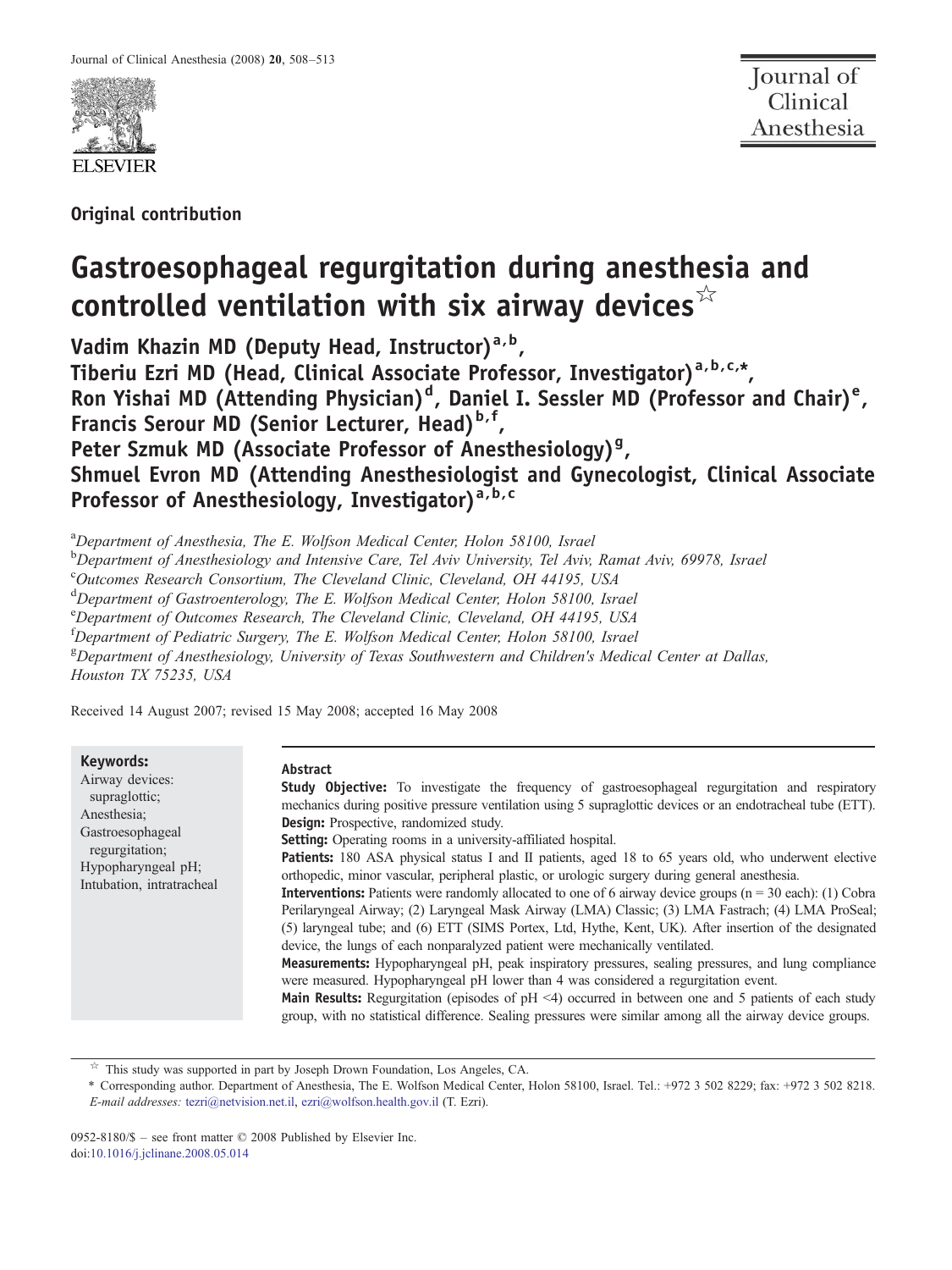Original contribution

# Gastroesophageal regurgitation during anesthesia and controlled ventilation with six airway devices[☆]

**Vadim Khazin MD (Deputy Head, Instructor)[a,b], Tiberiu Ezri MD (Head, Clinical Associate Professor, Investigator)[a,b,c,*], Ron Yishai MD (Attending Physician)[d], Daniel I. Sessler MD (Professor and Chair)[e], Francis Serour MD (Senior Lecturer, Head)[b,f], Peter Szmuk MD (Associate Professor of Anesthesiology)[g], Shmuel Evron MD (Attending Anesthesiologist and Gynecologist, Clinical Associate Professor of Anesthesiology, Investigator)[a,b,c]**

[a]*Department of Anesthesia, The E. Wolfson Medical Center, Holon 58100, Israel*
[b]*Department of Anesthesiology and Intensive Care, Tel Aviv University, Tel Aviv, Ramat Aviv, 69978, Israel*
[c]*Outcomes Research Consortium, The Cleveland Clinic, Cleveland, OH 44195, USA*
[d]*Department of Gastroenterology, The E. Wolfson Medical Center, Holon 58100, Israel*
[e]*Department of Outcomes Research, The Cleveland Clinic, Cleveland, OH 44195, USA*
[f]*Department of Pediatric Surgery, The E. Wolfson Medical Center, Holon 58100, Israel*
[g]*Department of Anesthesiology, University of Texas Southwestern and Children's Medical Center at Dallas, Houston TX 75235, USA*

Received 14 August 2007; revised 15 May 2008; accepted 16 May 2008

**Keywords:**
Airway devices: supraglottic;
Anesthesia;
Gastroesophageal regurgitation;
Hypopharyngeal pH;
Intubation, intratracheal

## Abstract

**Study Objective:** To investigate the frequency of gastroesophageal regurgitation and respiratory mechanics during positive pressure ventilation using 5 supraglottic devices or an endotracheal tube (ETT).

**Design:** Prospective, randomized study.

**Setting:** Operating rooms in a university-affiliated hospital.

**Patients:** 180 ASA physical status I and II patients, aged 18 to 65 years old, who underwent elective orthopedic, minor vascular, peripheral plastic, or urologic surgery during general anesthesia.

**Interventions:** Patients were randomly allocated to one of 6 airway device groups (n = 30 each): (1) Cobra Perilaryngeal Airway; (2) Laryngeal Mask Airway (LMA) Classic; (3) LMA Fastrach; (4) LMA ProSeal; (5) laryngeal tube; and (6) ETT (SIMS Portex, Ltd, Hythe, Kent, UK). After insertion of the designated device, the lungs of each nonparalyzed patient were mechanically ventilated.

**Measurements:** Hypopharyngeal pH, peak inspiratory pressures, sealing pressures, and lung compliance were measured. Hypopharyngeal pH lower than 4 was considered a regurgitation event.

**Main Results:** Regurgitation (episodes of pH <4) occurred in between one and 5 patients of each study group, with no statistical difference. Sealing pressures were similar among all the airway device groups.

[☆] This study was supported in part by Joseph Drown Foundation, Los Angeles, CA.

\* Corresponding author. Department of Anesthesia, The E. Wolfson Medical Center, Holon 58100, Israel. Tel.: +972 3 502 8229; fax: +972 3 502 8218.
*E-mail addresses:* tezri@netvision.net.il, ezri@wolfson.health.gov.il (T. Ezri).

0952-8180/$ – see front matter © 2008 Published by Elsevier Inc.
doi:10.1016/j.jclinane.2008.05.014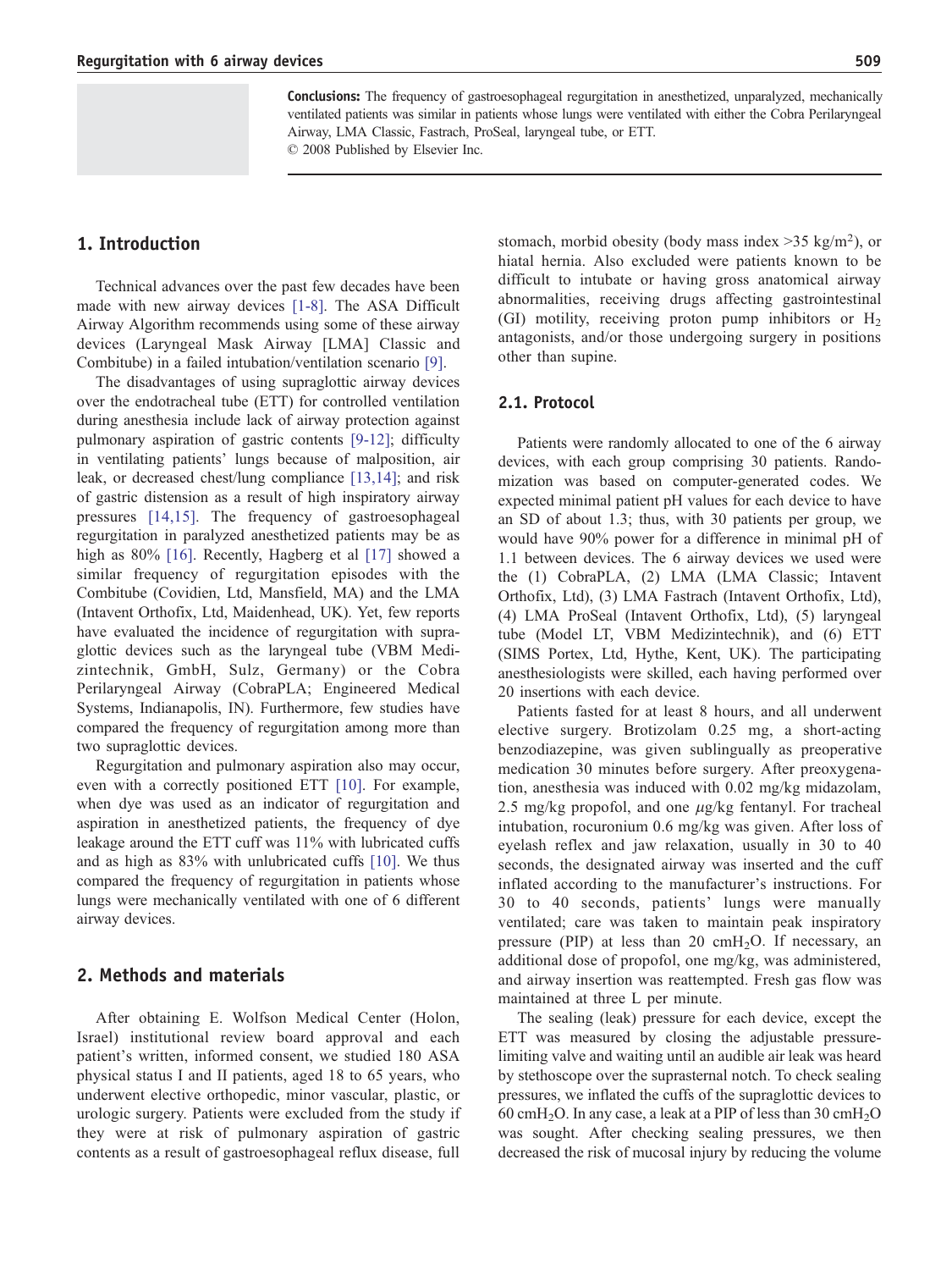**Conclusions:** The frequency of gastroesophageal regurgitation in anesthetized, unparalyzed, mechanically ventilated patients was similar in patients whose lungs were ventilated with either the Cobra Perilaryngeal Airway, LMA Classic, Fastrach, ProSeal, laryngeal tube, or ETT.
© 2008 Published by Elsevier Inc.

## 1. Introduction

Technical advances over the past few decades have been made with new airway devices [1-8]. The ASA Difficult Airway Algorithm recommends using some of these airway devices (Laryngeal Mask Airway [LMA] Classic and Combitube) in a failed intubation/ventilation scenario [9].

The disadvantages of using supraglottic airway devices over the endotracheal tube (ETT) for controlled ventilation during anesthesia include lack of airway protection against pulmonary aspiration of gastric contents [9-12]; difficulty in ventilating patients' lungs because of malposition, air leak, or decreased chest/lung compliance [13,14]; and risk of gastric distension as a result of high inspiratory airway pressures [14,15]. The frequency of gastroesophageal regurgitation in paralyzed anesthetized patients may be as high as 80% [16]. Recently, Hagberg et al [17] showed a similar frequency of regurgitation episodes with the Combitube (Covidien, Ltd, Mansfield, MA) and the LMA (Intavent Orthofix, Ltd, Maidenhead, UK). Yet, few reports have evaluated the incidence of regurgitation with supraglottic devices such as the laryngeal tube (VBM Medizintechnik, GmbH, Sulz, Germany) or the Cobra Perilaryngeal Airway (CobraPLA; Engineered Medical Systems, Indianapolis, IN). Furthermore, few studies have compared the frequency of regurgitation among more than two supraglottic devices.

Regurgitation and pulmonary aspiration also may occur, even with a correctly positioned ETT [10]. For example, when dye was used as an indicator of regurgitation and aspiration in anesthetized patients, the frequency of dye leakage around the ETT cuff was 11% with lubricated cuffs and as high as 83% with unlubricated cuffs [10]. We thus compared the frequency of regurgitation in patients whose lungs were mechanically ventilated with one of 6 different airway devices.

## 2. Methods and materials

After obtaining E. Wolfson Medical Center (Holon, Israel) institutional review board approval and each patient's written, informed consent, we studied 180 ASA physical status I and II patients, aged 18 to 65 years, who underwent elective orthopedic, minor vascular, plastic, or urologic surgery. Patients were excluded from the study if they were at risk of pulmonary aspiration of gastric contents as a result of gastroesophageal reflux disease, full stomach, morbid obesity (body mass index >35 kg/m$^2$), or hiatal hernia. Also excluded were patients known to be difficult to intubate or having gross anatomical airway abnormalities, receiving drugs affecting gastrointestinal (GI) motility, receiving proton pump inhibitors or $H_2$ antagonists, and/or those undergoing surgery in positions other than supine.

### 2.1. Protocol

Patients were randomly allocated to one of the 6 airway devices, with each group comprising 30 patients. Randomization was based on computer-generated codes. We expected minimal patient pH values for each device to have an SD of about 1.3; thus, with 30 patients per group, we would have 90% power for a difference in minimal pH of 1.1 between devices. The 6 airway devices we used were the (1) CobraPLA, (2) LMA (LMA Classic; Intavent Orthofix, Ltd), (3) LMA Fastrach (Intavent Orthofix, Ltd), (4) LMA ProSeal (Intavent Orthofix, Ltd), (5) laryngeal tube (Model LT, VBM Medizintechnik), and (6) ETT (SIMS Portex, Ltd, Hythe, Kent, UK). The participating anesthesiologists were skilled, each having performed over 20 insertions with each device.

Patients fasted for at least 8 hours, and all underwent elective surgery. Brotizolam 0.25 mg, a short-acting benzodiazepine, was given sublingually as preoperative medication 30 minutes before surgery. After preoxygenation, anesthesia was induced with 0.02 mg/kg midazolam, 2.5 mg/kg propofol, and one $\mu$g/kg fentanyl. For tracheal intubation, rocuronium 0.6 mg/kg was given. After loss of eyelash reflex and jaw relaxation, usually in 30 to 40 seconds, the designated airway was inserted and the cuff inflated according to the manufacturer's instructions. For 30 to 40 seconds, patients' lungs were manually ventilated; care was taken to maintain peak inspiratory pressure (PIP) at less than 20 cm$H_2O$. If necessary, an additional dose of propofol, one mg/kg, was administered, and airway insertion was reattempted. Fresh gas flow was maintained at three L per minute.

The sealing (leak) pressure for each device, except the ETT was measured by closing the adjustable pressure-limiting valve and waiting until an audible air leak was heard by stethoscope over the suprasternal notch. To check sealing pressures, we inflated the cuffs of the supraglottic devices to 60 cm$H_2O$. In any case, a leak at a PIP of less than 30 cm$H_2O$ was sought. After checking sealing pressures, we then decreased the risk of mucosal injury by reducing the volume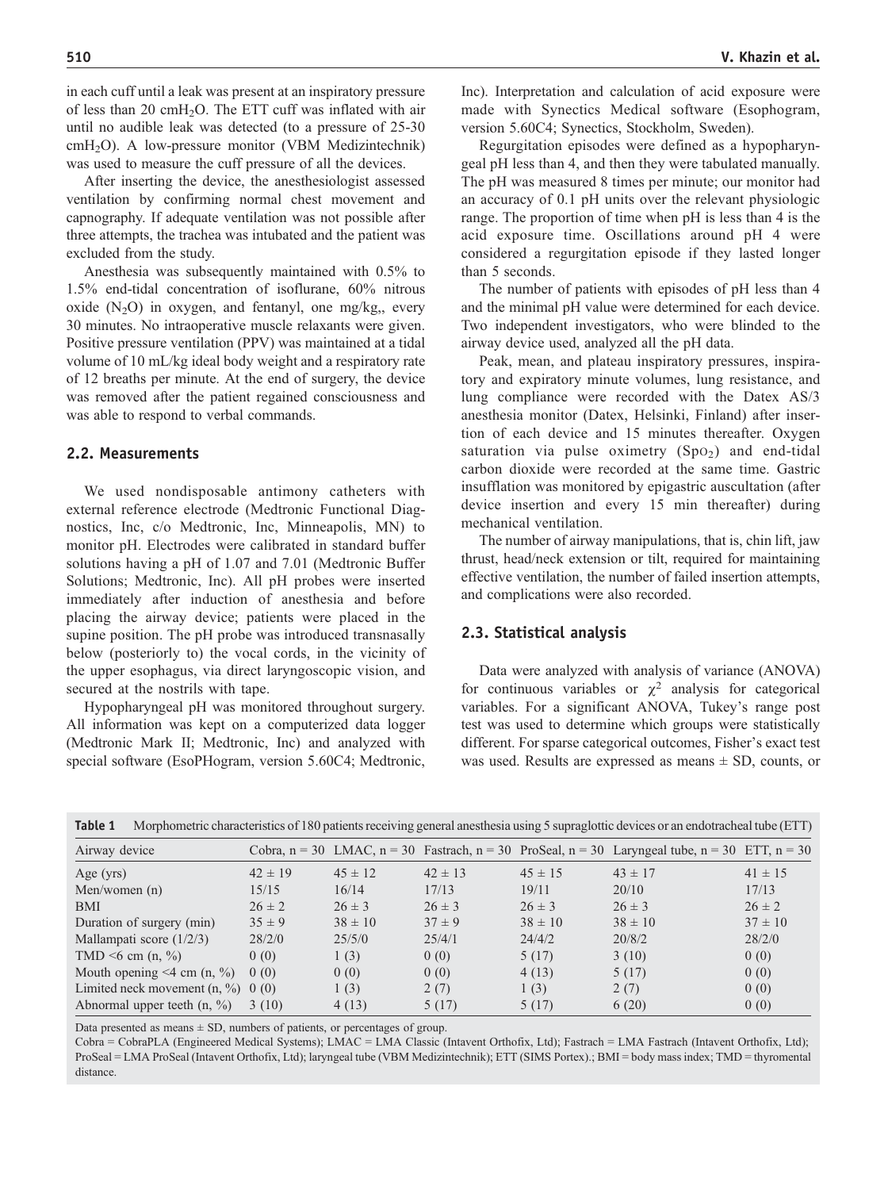in each cuff until a leak was present at an inspiratory pressure of less than 20 cm$H_2O$. The ETT cuff was inflated with air until no audible leak was detected (to a pressure of 25-30 cm$H_2O$). A low-pressure monitor (VBM Medizintechnik) was used to measure the cuff pressure of all the devices.

After inserting the device, the anesthesiologist assessed ventilation by confirming normal chest movement and capnography. If adequate ventilation was not possible after three attempts, the trachea was intubated and the patient was excluded from the study.

Anesthesia was subsequently maintained with 0.5% to 1.5% end-tidal concentration of isoflurane, 60% nitrous oxide ($N_2O$) in oxygen, and fentanyl, one mg/kg,, every 30 minutes. No intraoperative muscle relaxants were given. Positive pressure ventilation (PPV) was maintained at a tidal volume of 10 mL/kg ideal body weight and a respiratory rate of 12 breaths per minute. At the end of surgery, the device was removed after the patient regained consciousness and was able to respond to verbal commands.

## 2.2. Measurements

We used nondisposable antimony catheters with external reference electrode (Medtronic Functional Diagnostics, Inc, c/o Medtronic, Inc, Minneapolis, MN) to monitor pH. Electrodes were calibrated in standard buffer solutions having a pH of 1.07 and 7.01 (Medtronic Buffer Solutions; Medtronic, Inc). All pH probes were inserted immediately after induction of anesthesia and before placing the airway device; patients were placed in the supine position. The pH probe was introduced transnasally below (posteriorly to) the vocal cords, in the vicinity of the upper esophagus, via direct laryngoscopic vision, and secured at the nostrils with tape.

Hypopharyngeal pH was monitored throughout surgery. All information was kept on a computerized data logger (Medtronic Mark II; Medtronic, Inc) and analyzed with special software (EsoPHogram, version 5.60C4; Medtronic, Inc). Interpretation and calculation of acid exposure were made with Synectics Medical software (Esophogram, version 5.60C4; Synectics, Stockholm, Sweden).

Regurgitation episodes were defined as a hypopharyngeal pH less than 4, and then they were tabulated manually. The pH was measured 8 times per minute; our monitor had an accuracy of 0.1 pH units over the relevant physiologic range. The proportion of time when pH is less than 4 is the acid exposure time. Oscillations around pH 4 were considered a regurgitation episode if they lasted longer than 5 seconds.

The number of patients with episodes of pH less than 4 and the minimal pH value were determined for each device. Two independent investigators, who were blinded to the airway device used, analyzed all the pH data.

Peak, mean, and plateau inspiratory pressures, inspiratory and expiratory minute volumes, lung resistance, and lung compliance were recorded with the Datex AS/3 anesthesia monitor (Datex, Helsinki, Finland) after insertion of each device and 15 minutes thereafter. Oxygen saturation via pulse oximetry ($Sp_{O_2}$) and end-tidal carbon dioxide were recorded at the same time. Gastric insufflation was monitored by epigastric auscultation (after device insertion and every 15 min thereafter) during mechanical ventilation.

The number of airway manipulations, that is, chin lift, jaw thrust, head/neck extension or tilt, required for maintaining effective ventilation, the number of failed insertion attempts, and complications were also recorded.

## 2.3. Statistical analysis

Data were analyzed with analysis of variance (ANOVA) for continuous variables or $\chi^2$ analysis for categorical variables. For a significant ANOVA, Tukey's range post test was used to determine which groups were statistically different. For sparse categorical outcomes, Fisher's exact test was used. Results are expressed as means ± SD, counts, or

**Table 1** Morphometric characteristics of 180 patients receiving general anesthesia using 5 supraglottic devices or an endotracheal tube (ETT)

| Airway device | Cobra, n = 30 | LMAC, n = 30 | Fastrach, n = 30 | ProSeal, n = 30 | Laryngeal tube, n = 30 | ETT, n = 30 |
|---|---|---|---|---|---|---|
| Age (yrs) | 42 ± 19 | 45 ± 12 | 42 ± 13 | 45 ± 15 | 43 ± 17 | 41 ± 15 |
| Men/women (n) | 15/15 | 16/14 | 17/13 | 19/11 | 20/10 | 17/13 |
| BMI | 26 ± 2 | 26 ± 3 | 26 ± 3 | 26 ± 3 | 26 ± 3 | 26 ± 2 |
| Duration of surgery (min) | 35 ± 9 | 38 ± 10 | 37 ± 9 | 38 ± 10 | 38 ± 10 | 37 ± 10 |
| Mallampati score (1/2/3) | 28/2/0 | 25/5/0 | 25/4/1 | 24/4/2 | 20/8/2 | 28/2/0 |
| TMD <6 cm (n, %) | 0 (0) | 1 (3) | 0 (0) | 5 (17) | 3 (10) | 0 (0) |
| Mouth opening <4 cm (n, %) | 0 (0) | 0 (0) | 0 (0) | 4 (13) | 5 (17) | 0 (0) |
| Limited neck movement (n, %) | 0 (0) | 1 (3) | 2 (7) | 1 (3) | 2 (7) | 0 (0) |
| Abnormal upper teeth (n, %) | 3 (10) | 4 (13) | 5 (17) | 5 (17) | 6 (20) | 0 (0) |

Data presented as means ± SD, numbers of patients, or percentages of group.

Cobra = CobraPLA (Engineered Medical Systems); LMAC = LMA Classic (Intavent Orthofix, Ltd); Fastrach = LMA Fastrach (Intavent Orthofix, Ltd); ProSeal = LMA ProSeal (Intavent Orthofix, Ltd); laryngeal tube (VBM Medizintechnik); ETT (SIMS Portex).; BMI = body mass index; TMD = thyromental distance.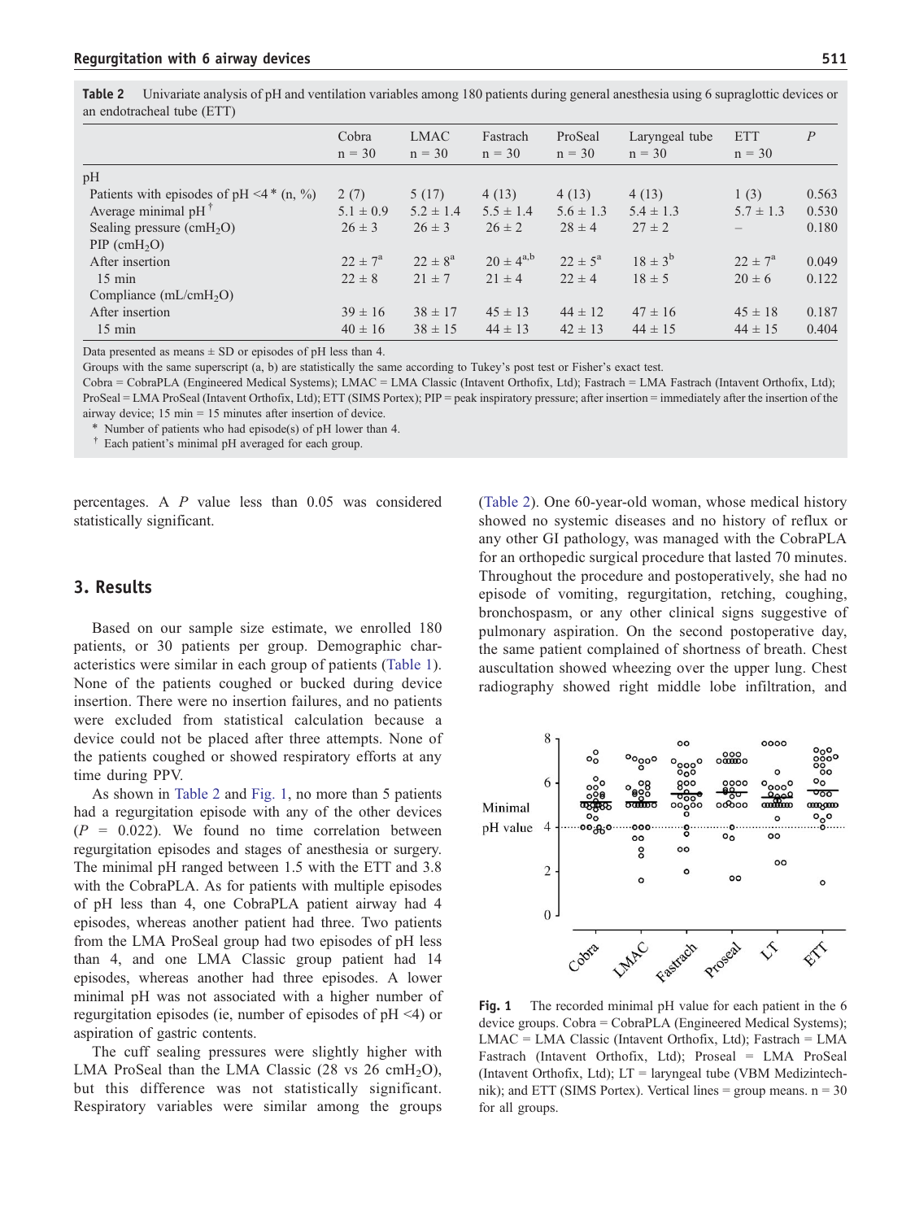**Table 2** Univariate analysis of pH and ventilation variables among 180 patients during general anesthesia using 6 supraglottic devices or an endotracheal tube (ETT)

| | Cobra n = 30 | LMAC n = 30 | Fastrach n = 30 | ProSeal n = 30 | Laryngeal tube n = 30 | ETT n = 30 | P |
|---|---|---|---|---|---|---|---|
| pH | | | | | | | |
| Patients with episodes of pH <4 * (n, %) | 2 (7) | 5 (17) | 4 (13) | 4 (13) | 4 (13) | 1 (3) | 0.563 |
| Average minimal pH [†] | 5.1 ± 0.9 | 5.2 ± 1.4 | 5.5 ± 1.4 | 5.6 ± 1.3 | 5.4 ± 1.3 | 5.7 ± 1.3 | 0.530 |
| Sealing pressure ($cmH_2O$) | 26 ± 3 | 26 ± 3 | 26 ± 2 | 28 ± 4 | 27 ± 2 | – | 0.180 |
| PIP ($cmH_2O$) | | | | | | | |
| After insertion | 22 ± 7[a] | 22 ± 8[a] | 20 ± 4[a,b] | 22 ± 5[a] | 18 ± 3[b] | 22 ± 7[a] | 0.049 |
| 15 min | 22 ± 8 | 21 ± 7 | 21 ± 4 | 22 ± 4 | 18 ± 5 | 20 ± 6 | 0.122 |
| Compliance ($mL/cmH_2O$) | | | | | | | |
| After insertion | 39 ± 16 | 38 ± 17 | 45 ± 13 | 44 ± 12 | 47 ± 16 | 45 ± 18 | 0.187 |
| 15 min | 40 ± 16 | 38 ± 15 | 44 ± 13 | 42 ± 13 | 44 ± 15 | 44 ± 15 | 0.404 |

Data presented as means ± SD or episodes of pH less than 4.

Groups with the same superscript (a, b) are statistically the same according to Tukey's post test or Fisher's exact test.

Cobra = CobraPLA (Engineered Medical Systems); LMAC = LMA Classic (Intavent Orthofix, Ltd); Fastrach = LMA Fastrach (Intavent Orthofix, Ltd); ProSeal = LMA ProSeal (Intavent Orthofix, Ltd); ETT (SIMS Portex); PIP = peak inspiratory pressure; after insertion = immediately after the insertion of the airway device; 15 min = 15 minutes after insertion of device.

\* Number of patients who had episode(s) of pH lower than 4.

† Each patient's minimal pH averaged for each group.

percentages. A $P$ value less than 0.05 was considered statistically significant.

## 3. Results

Based on our sample size estimate, we enrolled 180 patients, or 30 patients per group. Demographic characteristics were similar in each group of patients (Table 1). None of the patients coughed or bucked during device insertion. There were no insertion failures, and no patients were excluded from statistical calculation because a device could not be placed after three attempts. None of the patients coughed or showed respiratory efforts at any time during PPV.

As shown in Table 2 and Fig. 1, no more than 5 patients had a regurgitation episode with any of the other devices ($P$ = 0.022). We found no time correlation between regurgitation episodes and stages of anesthesia or surgery. The minimal pH ranged between 1.5 with the ETT and 3.8 with the CobraPLA. As for patients with multiple episodes of pH less than 4, one CobraPLA patient airway had 4 episodes, whereas another patient had three. Two patients from the LMA ProSeal group had two episodes of pH less than 4, and one LMA Classic group patient had 14 episodes, whereas another had three episodes. A lower minimal pH was not associated with a higher number of regurgitation episodes (ie, number of episodes of pH <4) or aspiration of gastric contents.

The cuff sealing pressures were slightly higher with LMA ProSeal than the LMA Classic (28 vs 26 $cmH_2O$), but this difference was not statistically significant. Respiratory variables were similar among the groups (Table 2). One 60-year-old woman, whose medical history showed no systemic diseases and no history of reflux or any other GI pathology, was managed with the CobraPLA for an orthopedic surgical procedure that lasted 70 minutes. Throughout the procedure and postoperatively, she had no episode of vomiting, regurgitation, retching, coughing, bronchospasm, or any other clinical signs suggestive of pulmonary aspiration. On the second postoperative day, the same patient complained of shortness of breath. Chest auscultation showed wheezing over the upper lung. Chest radiography showed right middle lobe infiltration, and

**Fig. 1** The recorded minimal pH value for each patient in the 6 device groups. Cobra = CobraPLA (Engineered Medical Systems); LMAC = LMA Classic (Intavent Orthofix, Ltd); Fastrach = LMA Fastrach (Intavent Orthofix, Ltd); Proseal = LMA ProSeal (Intavent Orthofix, Ltd); LT = laryngeal tube (VBM Medizintechnik); and ETT (SIMS Portex). Vertical lines = group means. n = 30 for all groups.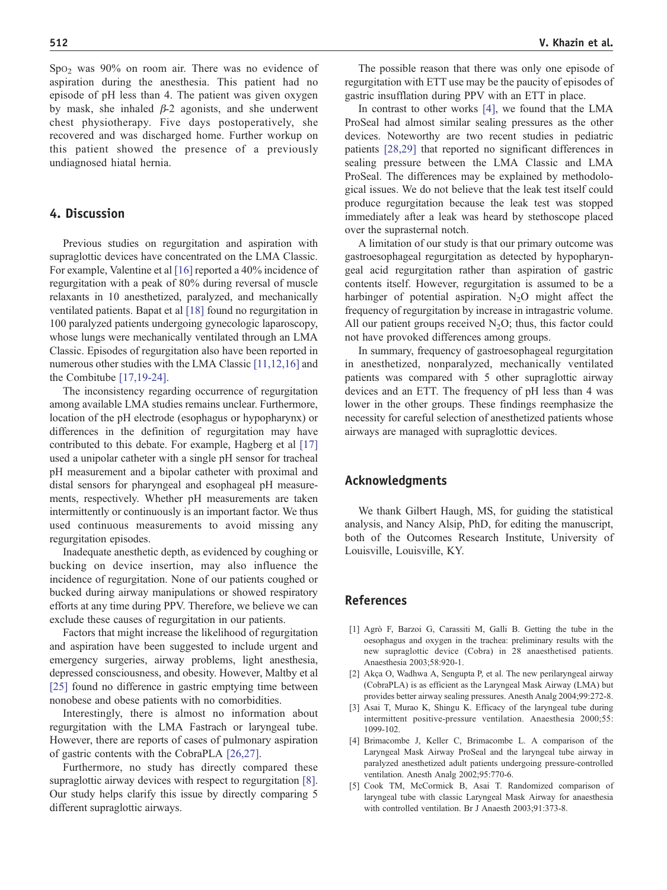$Sp{O_2}$ was 90% on room air. There was no evidence of aspiration during the anesthesia. This patient had no episode of pH less than 4. The patient was given oxygen by mask, she inhaled $\beta$-2 agonists, and she underwent chest physiotherapy. Five days postoperatively, she recovered and was discharged home. Further workup on this patient showed the presence of a previously undiagnosed hiatal hernia.

## 4. Discussion

Previous studies on regurgitation and aspiration with supraglottic devices have concentrated on the LMA Classic. For example, Valentine et al [16] reported a 40% incidence of regurgitation with a peak of 80% during reversal of muscle relaxants in 10 anesthetized, paralyzed, and mechanically ventilated patients. Bapat et al [18] found no regurgitation in 100 paralyzed patients undergoing gynecologic laparoscopy, whose lungs were mechanically ventilated through an LMA Classic. Episodes of regurgitation also have been reported in numerous other studies with the LMA Classic [11,12,16] and the Combitube [17,19-24].

The inconsistency regarding occurrence of regurgitation among available LMA studies remains unclear. Furthermore, location of the pH electrode (esophagus or hypopharynx) or differences in the definition of regurgitation may have contributed to this debate. For example, Hagberg et al [17] used a unipolar catheter with a single pH sensor for tracheal pH measurement and a bipolar catheter with proximal and distal sensors for pharyngeal and esophageal pH measurements, respectively. Whether pH measurements are taken intermittently or continuously is an important factor. We thus used continuous measurements to avoid missing any regurgitation episodes.

Inadequate anesthetic depth, as evidenced by coughing or bucking on device insertion, may also influence the incidence of regurgitation. None of our patients coughed or bucked during airway manipulations or showed respiratory efforts at any time during PPV. Therefore, we believe we can exclude these causes of regurgitation in our patients.

Factors that might increase the likelihood of regurgitation and aspiration have been suggested to include urgent and emergency surgeries, airway problems, light anesthesia, depressed consciousness, and obesity. However, Maltby et al [25] found no difference in gastric emptying time between nonobese and obese patients with no comorbidities.

Interestingly, there is almost no information about regurgitation with the LMA Fastrach or laryngeal tube. However, there are reports of cases of pulmonary aspiration of gastric contents with the CobraPLA [26,27].

Furthermore, no study has directly compared these supraglottic airway devices with respect to regurgitation [8]. Our study helps clarify this issue by directly comparing 5 different supraglottic airways.

The possible reason that there was only one episode of regurgitation with ETT use may be the paucity of episodes of gastric insufflation during PPV with an ETT in place.

In contrast to other works [4], we found that the LMA ProSeal had almost similar sealing pressures as the other devices. Noteworthy are two recent studies in pediatric patients [28,29] that reported no significant differences in sealing pressure between the LMA Classic and LMA ProSeal. The differences may be explained by methodological issues. We do not believe that the leak test itself could produce regurgitation because the leak test was stopped immediately after a leak was heard by stethoscope placed over the suprasternal notch.

A limitation of our study is that our primary outcome was gastroesophageal regurgitation as detected by hypopharyngeal acid regurgitation rather than aspiration of gastric contents itself. However, regurgitation is assumed to be a harbinger of potential aspiration. $N_2O$ might affect the frequency of regurgitation by increase in intragastric volume. All our patient groups received $N_2O$; thus, this factor could not have provoked differences among groups.

In summary, frequency of gastroesophageal regurgitation in anesthetized, nonparalyzed, mechanically ventilated patients was compared with 5 other supraglottic airway devices and an ETT. The frequency of pH less than 4 was lower in the other groups. These findings reemphasize the necessity for careful selection of anesthetized patients whose airways are managed with supraglottic devices.

## Acknowledgments

We thank Gilbert Haugh, MS, for guiding the statistical analysis, and Nancy Alsip, PhD, for editing the manuscript, both of the Outcomes Research Institute, University of Louisville, Louisville, KY.

## References

[1] Agrò F, Barzoi G, Carassiti M, Galli B. Getting the tube in the oesophagus and oxygen in the trachea: preliminary results with the new supraglottic device (Cobra) in 28 anaesthetised patients. Anaesthesia 2003;58:920-1.

[2] Akça O, Wadhwa A, Sengupta P, et al. The new perilaryngeal airway (CobraPLA) is as efficient as the Laryngeal Mask Airway (LMA) but provides better airway sealing pressures. Anesth Analg 2004;99:272-8.

[3] Asai T, Murao K, Shingu K. Efficacy of the laryngeal tube during intermittent positive-pressure ventilation. Anaesthesia 2000;55:1099-102.

[4] Brimacombe J, Keller C, Brimacombe L. A comparison of the Laryngeal Mask Airway ProSeal and the laryngeal tube airway in paralyzed anesthetized adult patients undergoing pressure-controlled ventilation. Anesth Analg 2002;95:770-6.

[5] Cook TM, McCormick B, Asai T. Randomized comparison of laryngeal tube with classic Laryngeal Mask Airway for anaesthesia with controlled ventilation. Br J Anaesth 2003;91:373-8.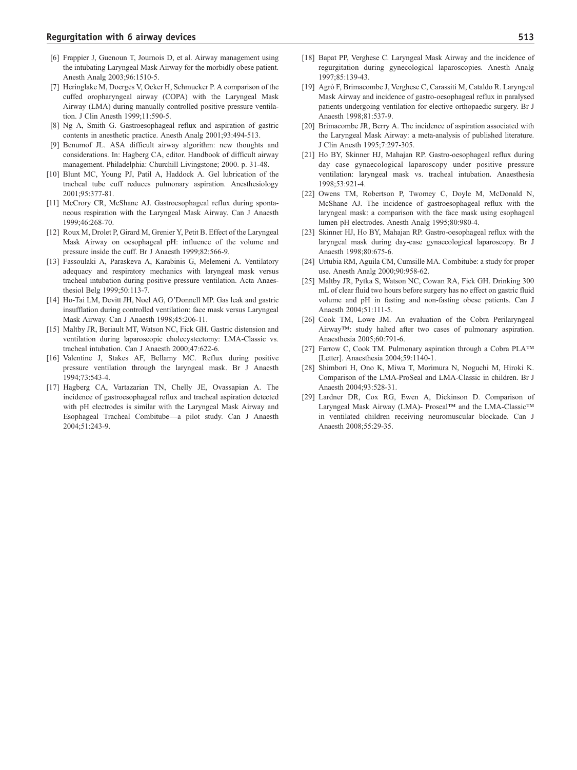[6] Frappier J, Guenoun T, Journois D, et al. Airway management using the intubating Laryngeal Mask Airway for the morbidly obese patient. Anesth Analg 2003;96:1510-5.

[7] Heringlake M, Doerges V, Ocker H, Schmucker P. A comparison of the cuffed oropharyngeal airway (COPA) with the Laryngeal Mask Airway (LMA) during manually controlled positive pressure ventilation. J Clin Anesth 1999;11:590-5.

[8] Ng A, Smith G. Gastroesophageal reflux and aspiration of gastric contents in anesthetic practice. Anesth Analg 2001;93:494-513.

[9] Benumof JL. ASA difficult airway algorithm: new thoughts and considerations. In: Hagberg CA, editor. Handbook of difficult airway management. Philadelphia: Churchill Livingstone; 2000. p. 31-48.

[10] Blunt MC, Young PJ, Patil A, Haddock A. Gel lubrication of the tracheal tube cuff reduces pulmonary aspiration. Anesthesiology 2001;95:377-81.

[11] McCrory CR, McShane AJ. Gastroesophageal reflux during spontaneous respiration with the Laryngeal Mask Airway. Can J Anaesth 1999;46:268-70.

[12] Roux M, Drolet P, Girard M, Grenier Y, Petit B. Effect of the Laryngeal Mask Airway on oesophageal pH: influence of the volume and pressure inside the cuff. Br J Anaesth 1999;82:566-9.

[13] Fassoulaki A, Paraskeva A, Karabinis G, Melemeni A. Ventilatory adequacy and respiratory mechanics with laryngeal mask versus tracheal intubation during positive pressure ventilation. Acta Anaesthesiol Belg 1999;50:113-7.

[14] Ho-Tai LM, Devitt JH, Noel AG, O'Donnell MP. Gas leak and gastric insufflation during controlled ventilation: face mask versus Laryngeal Mask Airway. Can J Anaesth 1998;45:206-11.

[15] Maltby JR, Beriault MT, Watson NC, Fick GH. Gastric distension and ventilation during laparoscopic cholecystectomy: LMA-Classic vs. tracheal intubation. Can J Anaesth 2000;47:622-6.

[16] Valentine J, Stakes AF, Bellamy MC. Reflux during positive pressure ventilation through the laryngeal mask. Br J Anaesth 1994;73:543-4.

[17] Hagberg CA, Vartazarian TN, Chelly JE, Ovassapian A. The incidence of gastroesophageal reflux and tracheal aspiration detected with pH electrodes is similar with the Laryngeal Mask Airway and Esophageal Tracheal Combitube—a pilot study. Can J Anaesth 2004;51:243-9.

[18] Bapat PP, Verghese C. Laryngeal Mask Airway and the incidence of regurgitation during gynecological laparoscopies. Anesth Analg 1997;85:139-43.

[19] Agrò F, Brimacombe J, Verghese C, Carassiti M, Cataldo R. Laryngeal Mask Airway and incidence of gastro-oesophageal reflux in paralysed patients undergoing ventilation for elective orthopaedic surgery. Br J Anaesth 1998;81:537-9.

[20] Brimacombe JR, Berry A. The incidence of aspiration associated with the Laryngeal Mask Airway: a meta-analysis of published literature. J Clin Anesth 1995;7:297-305.

[21] Ho BY, Skinner HJ, Mahajan RP. Gastro-oesophageal reflux during day case gynaecological laparoscopy under positive pressure ventilation: laryngeal mask vs. tracheal intubation. Anaesthesia 1998;53:921-4.

[22] Owens TM, Robertson P, Twomey C, Doyle M, McDonald N, McShane AJ. The incidence of gastroesophageal reflux with the laryngeal mask: a comparison with the face mask using esophageal lumen pH electrodes. Anesth Analg 1995;80:980-4.

[23] Skinner HJ, Ho BY, Mahajan RP. Gastro-oesophageal reflux with the laryngeal mask during day-case gynaecological laparoscopy. Br J Anaesth 1998;80:675-6.

[24] Urtubia RM, Aguila CM, Cumsille MA. Combitube: a study for proper use. Anesth Analg 2000;90:958-62.

[25] Maltby JR, Pytka S, Watson NC, Cowan RA, Fick GH. Drinking 300 mL of clear fluid two hours before surgery has no effect on gastric fluid volume and pH in fasting and non-fasting obese patients. Can J Anaesth 2004;51:111-5.

[26] Cook TM, Lowe JM. An evaluation of the Cobra Perilaryngeal Airway™: study halted after two cases of pulmonary aspiration. Anaesthesia 2005;60:791-6.

[27] Farrow C, Cook TM. Pulmonary aspiration through a Cobra PLA™ [Letter]. Anaesthesia 2004;59:1140-1.

[28] Shimbori H, Ono K, Miwa T, Morimura N, Noguchi M, Hiroki K. Comparison of the LMA-ProSeal and LMA-Classic in children. Br J Anaesth 2004;93:528-31.

[29] Lardner DR, Cox RG, Ewen A, Dickinson D. Comparison of Laryngeal Mask Airway (LMA)- Proseal™ and the LMA-Classic™ in ventilated children receiving neuromuscular blockade. Can J Anaesth 2008;55:29-35.